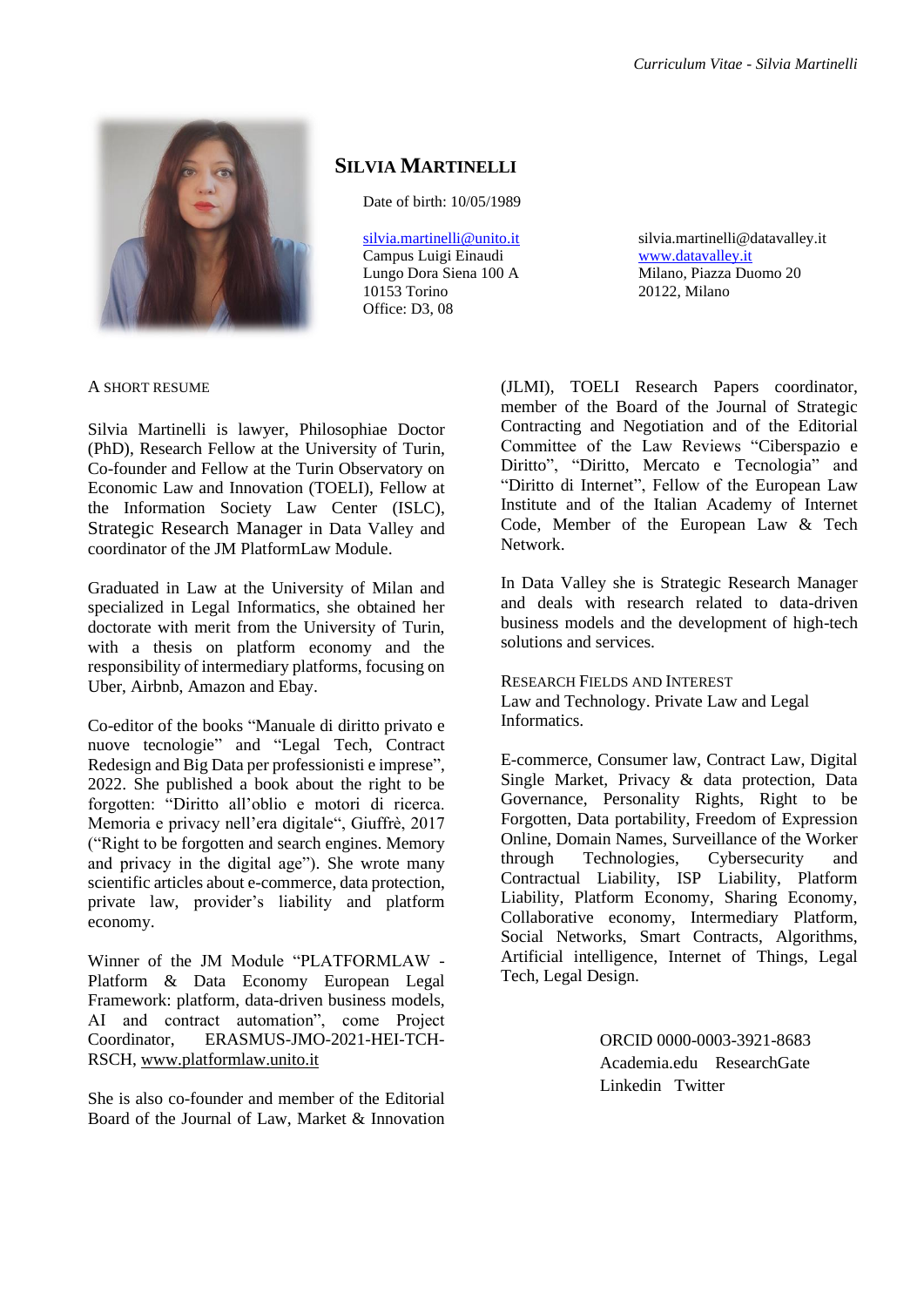# SILVIA MARTINELLI

Date of birth: 10/05/1989

silvia.martinelli@unito.it
Campus Luigi Einaudi
Lungo Dora Siena 100 A
10153 Torino
Office: D3, 08

silvia.martinelli@datavalley.it
www.datavalley.it
Milano, Piazza Duomo 20
20122, Milano

## A SHORT RESUME

Silvia Martinelli is lawyer, Philosophiae Doctor (PhD), Research Fellow at the University of Turin, Co-founder and Fellow at the Turin Observatory on Economic Law and Innovation (TOELI), Fellow at the Information Society Law Center (ISLC), Strategic Research Manager in Data Valley and coordinator of the JM PlatformLaw Module.

Graduated in Law at the University of Milan and specialized in Legal Informatics, she obtained her doctorate with merit from the University of Turin, with a thesis on platform economy and the responsibility of intermediary platforms, focusing on Uber, Airbnb, Amazon and Ebay.

Co-editor of the books "Manuale di diritto privato e nuove tecnologie" and "Legal Tech, Contract Redesign and Big Data per professionisti e imprese", 2022. She published a book about the right to be forgotten: "Diritto all'oblio e motori di ricerca. Memoria e privacy nell'era digitale", Giuffrè, 2017 ("Right to be forgotten and search engines. Memory and privacy in the digital age"). She wrote many scientific articles about e-commerce, data protection, private law, provider's liability and platform economy.

Winner of the JM Module "PLATFORMLAW - Platform & Data Economy European Legal Framework: platform, data-driven business models, AI and contract automation", come Project Coordinator, ERASMUS-JMO-2021-HEI-TCH-RSCH, www.platformlaw.unito.it

She is also co-founder and member of the Editorial Board of the Journal of Law, Market & Innovation (JLMI), TOELI Research Papers coordinator, member of the Board of the Journal of Strategic Contracting and Negotiation and of the Editorial Committee of the Law Reviews "Ciberspazio e Diritto", "Diritto, Mercato e Tecnologia" and "Diritto di Internet", Fellow of the European Law Institute and of the Italian Academy of Internet Code, Member of the European Law & Tech Network.

In Data Valley she is Strategic Research Manager and deals with research related to data-driven business models and the development of high-tech solutions and services.

## RESEARCH FIELDS AND INTEREST

Law and Technology. Private Law and Legal Informatics.

E-commerce, Consumer law, Contract Law, Digital Single Market, Privacy & data protection, Data Governance, Personality Rights, Right to be Forgotten, Data portability, Freedom of Expression Online, Domain Names, Surveillance of the Worker through Technologies, Cybersecurity and Contractual Liability, ISP Liability, Platform Liability, Platform Economy, Sharing Economy, Collaborative economy, Intermediary Platform, Social Networks, Smart Contracts, Algorithms, Artificial intelligence, Internet of Things, Legal Tech, Legal Design.

ORCID 0000-0003-3921-8683
Academia.edu ResearchGate
Linkedin Twitter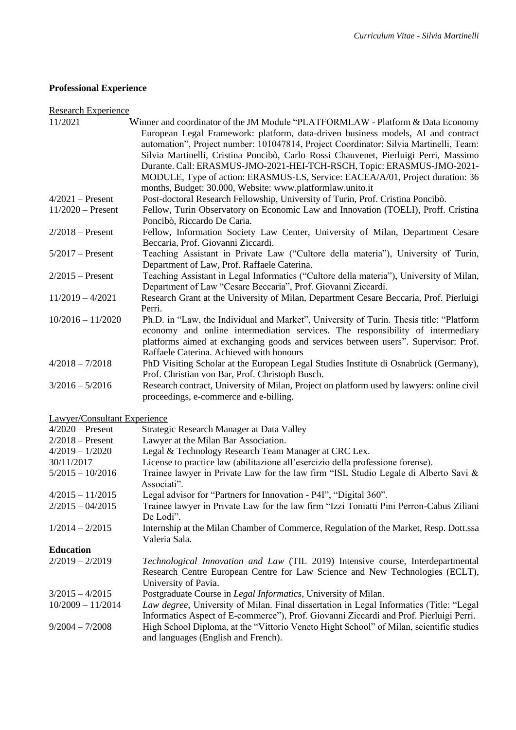## Professional Experience

Research Experience

| | |
|---|---|
| 11/2021 | Winner and coordinator of the JM Module "PLATFORMLAW - Platform & Data Economy European Legal Framework: platform, data-driven business models, AI and contract automation", Project number: 101047814, Project Coordinator: Silvia Martinelli, Team: Silvia Martinelli, Cristina Poncibò, Carlo Rossi Chauvenet, Pierluigi Perri, Massimo Durante. Call: ERASMUS-JMO-2021-HEI-TCH-RSCH, Topic: ERASMUS-JMO-2021-MODULE, Type of action: ERASMUS-LS, Service: EACEA/A/01, Project duration: 36 months, Budget: 30.000, Website: www.platformlaw.unito.it |
| 4/2021 – Present | Post-doctoral Research Fellowship, University of Turin, Prof. Cristina Poncibò. |
| 11/2020 – Present | Fellow, Turin Observatory on Economic Law and Innovation (TOELI), Proff. Cristina Poncibò, Riccardo De Caria. |
| 2/2018 – Present | Fellow, Information Society Law Center, University of Milan, Department Cesare Beccaria, Prof. Giovanni Ziccardi. |
| 5/2017 – Present | Teaching Assistant in Private Law ("Cultore della materia"), University of Turin, Department of Law, Prof. Raffaele Caterina. |
| 2/2015 – Present | Teaching Assistant in Legal Informatics ("Cultore della materia"), University of Milan, Department of Law "Cesare Beccaria", Prof. Giovanni Ziccardi. |
| 11/2019 – 4/2021 | Research Grant at the University of Milan, Department Cesare Beccaria, Prof. Pierluigi Perri. |
| 10/2016 – 11/2020 | Ph.D. in "Law, the Individual and Market", University of Turin. Thesis title: "Platform economy and online intermediation services. The responsibility of intermediary platforms aimed at exchanging goods and services between users". Supervisor: Prof. Raffaele Caterina. Achieved with honours |
| 4/2018 – 7/2018 | PhD Visiting Scholar at the European Legal Studies Institute di Osnabrück (Germany), Prof. Christian von Bar, Prof. Christoph Busch. |
| 3/2016 – 5/2016 | Research contract, University of Milan, Project on platform used by lawyers: online civil proceedings, e-commerce and e-billing. |

Lawyer/Consultant Experience

| | |
|---|---|
| 4/2020 – Present | Strategic Research Manager at Data Valley |
| 2/2018 – Present | Lawyer at the Milan Bar Association. |
| 4/2019 – 1/2020 | Legal & Technology Research Team Manager at CRC Lex. |
| 30/11/2017 | License to practice law (abilitazione all'esercizio della professione forense). |
| 5/2015 – 10/2016 | Trainee lawyer in Private Law for the law firm "ISL Studio Legale di Alberto Savi & Associati". |
| 4/2015 – 11/2015 | Legal advisor for "Partners for Innovation - P4I", "Digital 360". |
| 2/2015 – 04/2015 | Trainee lawyer in Private Law for the law firm "Izzi Toniatti Pini Perron-Cabus Ziliani De Lodi". |
| 1/2014 – 2/2015 | Internship at the Milan Chamber of Commerce, Regulation of the Market, Resp. Dott.ssa Valeria Sala. |

## Education

| | |
|---|---|
| 2/2019 – 2/2019 | *Technological Innovation and Law* (TIL 2019) Intensive course, Interdepartmental Research Centre European Centre for Law Science and New Technologies (ECLT), University of Pavia. |
| 3/2015 – 4/2015 | Postgraduate Course in *Legal Informatics*, University of Milan. |
| 10/2009 – 11/2014 | *Law degree*, University of Milan. Final dissertation in Legal Informatics (Title: "Legal Informatics Aspect of E-commerce"), Prof. Giovanni Ziccardi and Prof. Pierluigi Perri. |
| 9/2004 – 7/2008 | High School Diploma, at the "Vittorio Veneto Hight School" of Milan, scientific studies and languages (English and French). |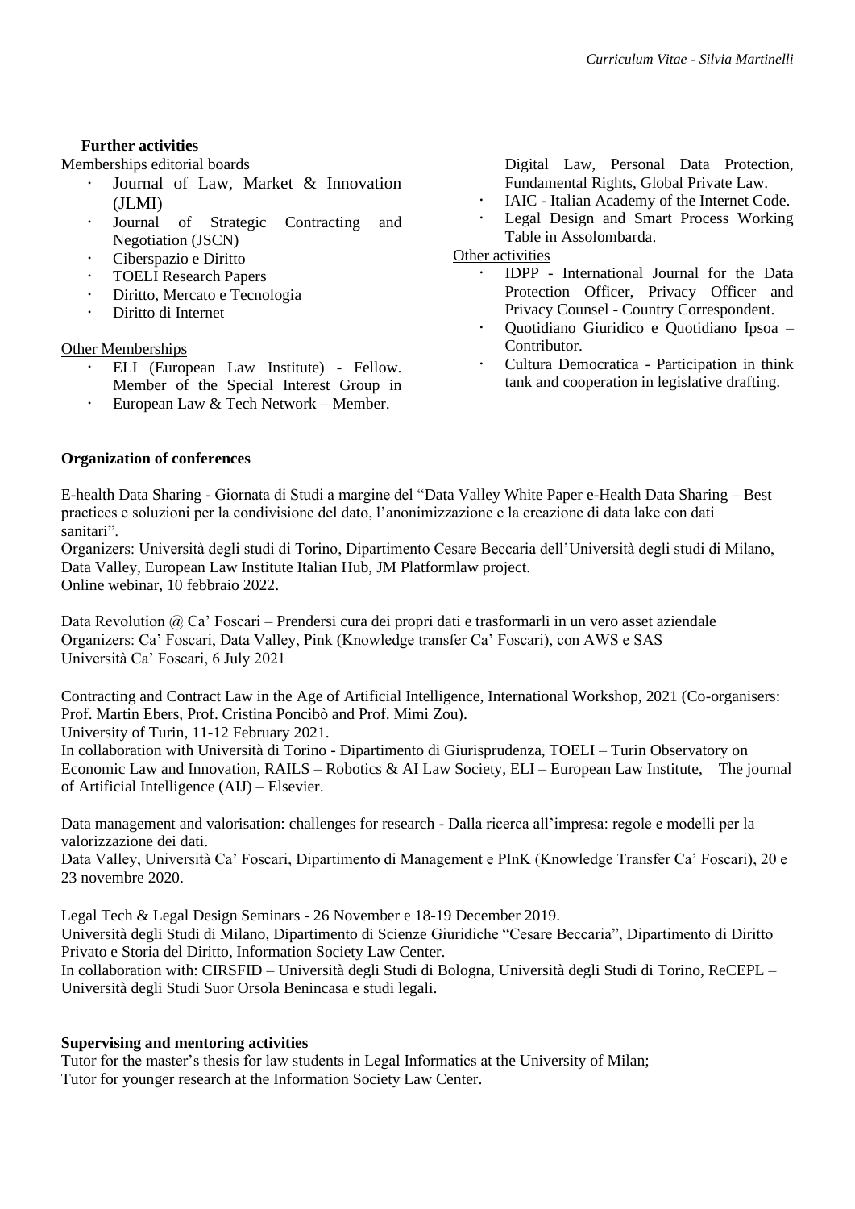**Further activities**

Memberships editorial boards

- Journal of Law, Market & Innovation (JLMI)
- Journal of Strategic Contracting and Negotiation (JSCN)
- Ciberspazio e Diritto
- TOELI Research Papers
- Diritto, Mercato e Tecnologia
- Diritto di Internet

Other Memberships

- ELI (European Law Institute) - Fellow. Member of the Special Interest Group in Digital Law, Personal Data Protection, Fundamental Rights, Global Private Law.
- European Law & Tech Network – Member.
- IAIC - Italian Academy of the Internet Code.
- Legal Design and Smart Process Working Table in Assolombarda.

Other activities

- IDPP - International Journal for the Data Protection Officer, Privacy Officer and Privacy Counsel - Country Correspondent.
- Quotidiano Giuridico e Quotidiano Ipsoa – Contributor.
- Cultura Democratica - Participation in think tank and cooperation in legislative drafting.

**Organization of conferences**

E-health Data Sharing - Giornata di Studi a margine del "Data Valley White Paper e-Health Data Sharing – Best practices e soluzioni per la condivisione del dato, l'anonimizzazione e la creazione di data lake con dati sanitari".
Organizers: Università degli studi di Torino, Dipartimento Cesare Beccaria dell'Università degli studi di Milano, Data Valley, European Law Institute Italian Hub, JM Platformlaw project.
Online webinar, 10 febbraio 2022.

Data Revolution @ Ca' Foscari – Prendersi cura dei propri dati e trasformarli in un vero asset aziendale
Organizers: Ca' Foscari, Data Valley, Pink (Knowledge transfer Ca' Foscari), con AWS e SAS
Università Ca' Foscari, 6 July 2021

Contracting and Contract Law in the Age of Artificial Intelligence, International Workshop, 2021 (Co-organisers: Prof. Martin Ebers, Prof. Cristina Poncibò and Prof. Mimi Zou).
University of Turin, 11-12 February 2021.
In collaboration with Università di Torino - Dipartimento di Giurisprudenza, TOELI – Turin Observatory on Economic Law and Innovation, RAILS – Robotics & AI Law Society, ELI – European Law Institute, The journal of Artificial Intelligence (AIJ) – Elsevier.

Data management and valorisation: challenges for research - Dalla ricerca all'impresa: regole e modelli per la valorizzazione dei dati.
Data Valley, Università Ca' Foscari, Dipartimento di Management e PInK (Knowledge Transfer Ca' Foscari), 20 e 23 novembre 2020.

Legal Tech & Legal Design Seminars - 26 November e 18-19 December 2019.
Università degli Studi di Milano, Dipartimento di Scienze Giuridiche "Cesare Beccaria", Dipartimento di Diritto Privato e Storia del Diritto, Information Society Law Center.
In collaboration with: CIRSFID – Università degli Studi di Bologna, Università degli Studi di Torino, ReCEPL – Università degli Studi Suor Orsola Benincasa e studi legali.

**Supervising and mentoring activities**

Tutor for the master's thesis for law students in Legal Informatics at the University of Milan;
Tutor for younger research at the Information Society Law Center.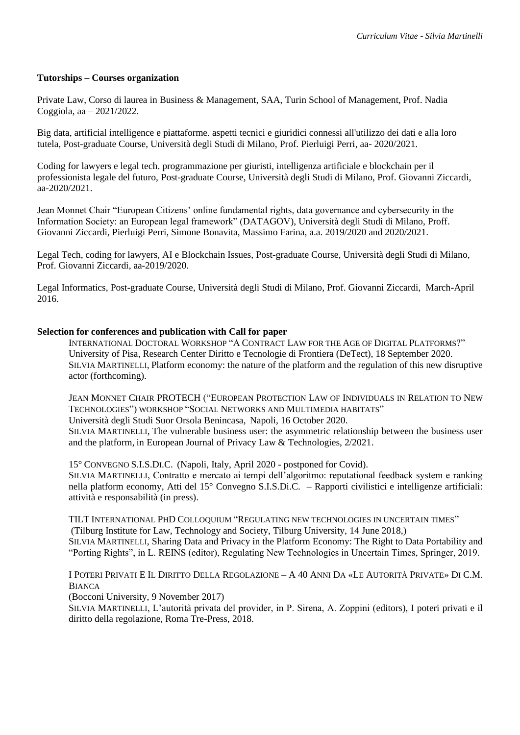**Tutorships – Courses organization**

Private Law, Corso di laurea in Business & Management, SAA, Turin School of Management, Prof. Nadia Coggiola, aa – 2021/2022.

Big data, artificial intelligence e piattaforme. aspetti tecnici e giuridici connessi all'utilizzo dei dati e alla loro tutela, Post-graduate Course, Università degli Studi di Milano, Prof. Pierluigi Perri, aa- 2020/2021.

Coding for lawyers e legal tech. programmazione per giuristi, intelligenza artificiale e blockchain per il professionista legale del futuro, Post-graduate Course, Università degli Studi di Milano, Prof. Giovanni Ziccardi, aa-2020/2021.

Jean Monnet Chair "European Citizens' online fundamental rights, data governance and cybersecurity in the Information Society: an European legal framework" (DATAGOV), Università degli Studi di Milano, Proff. Giovanni Ziccardi, Pierluigi Perri, Simone Bonavita, Massimo Farina, a.a. 2019/2020 and 2020/2021.

Legal Tech, coding for lawyers, AI e Blockchain Issues, Post-graduate Course, Università degli Studi di Milano, Prof. Giovanni Ziccardi, aa-2019/2020.

Legal Informatics, Post-graduate Course, Università degli Studi di Milano, Prof. Giovanni Ziccardi, March-April 2016.

**Selection for conferences and publication with Call for paper**

INTERNATIONAL DOCTORAL WORKSHOP "A CONTRACT LAW FOR THE AGE OF DIGITAL PLATFORMS?" University of Pisa, Research Center Diritto e Tecnologie di Frontiera (DeTect), 18 September 2020.
SILVIA MARTINELLI, Platform economy: the nature of the platform and the regulation of this new disruptive actor (forthcoming).

JEAN MONNET CHAIR PROTECH ("EUROPEAN PROTECTION LAW OF INDIVIDUALS IN RELATION TO NEW TECHNOLOGIES") WORKSHOP "SOCIAL NETWORKS AND MULTIMEDIA HABITATS"
Università degli Studi Suor Orsola Benincasa, Napoli, 16 October 2020.
SILVIA MARTINELLI, The vulnerable business user: the asymmetric relationship between the business user and the platform, in European Journal of Privacy Law & Technologies, 2/2021.

15° CONVEGNO S.I.S.DI.C. (Napoli, Italy, April 2020 - postponed for Covid).
SILVIA MARTINELLI, Contratto e mercato ai tempi dell'algoritmo: reputational feedback system e ranking nella platform economy, Atti del 15° Convegno S.I.S.Di.C. – Rapporti civilistici e intelligenze artificiali: attività e responsabilità (in press).

TILT INTERNATIONAL PHD COLLOQUIUM "REGULATING NEW TECHNOLOGIES IN UNCERTAIN TIMES"
(Tilburg Institute for Law, Technology and Society, Tilburg University, 14 June 2018,)
SILVIA MARTINELLI, Sharing Data and Privacy in the Platform Economy: The Right to Data Portability and "Porting Rights", in L. REINS (editor), Regulating New Technologies in Uncertain Times, Springer, 2019.

I POTERI PRIVATI E IL DIRITTO DELLA REGOLAZIONE – A 40 ANNI DA «LE AUTORITÀ PRIVATE» DI C.M. BIANCA
(Bocconi University, 9 November 2017)
SILVIA MARTINELLI, L'autorità privata del provider, in P. Sirena, A. Zoppini (editors), I poteri privati e il diritto della regolazione, Roma Tre-Press, 2018.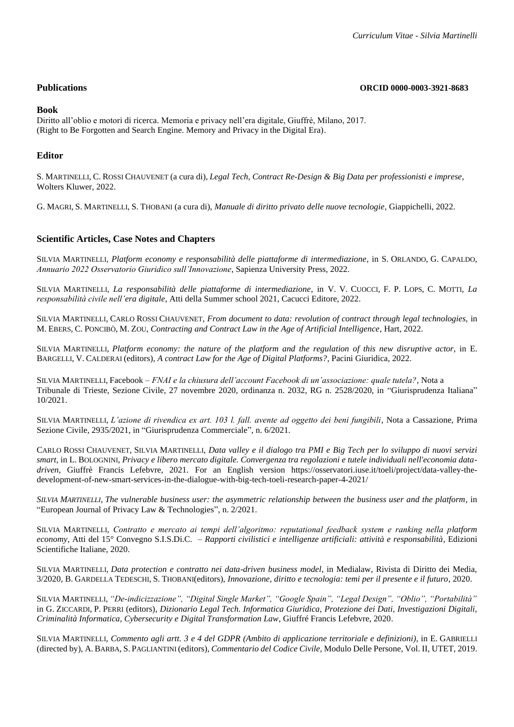**Publications** **ORCID 0000-0003-3921-8683**

### Book

Diritto all'oblio e motori di ricerca. Memoria e privacy nell'era digitale, Giuffrè, Milano, 2017.
(Right to Be Forgotten and Search Engine. Memory and Privacy in the Digital Era).

### Editor

S. MARTINELLI, C. ROSSI CHAUVENET (a cura di), *Legal Tech, Contract Re-Design & Big Data per professionisti e imprese*, Wolters Kluwer, 2022.

G. MAGRI, S. MARTINELLI, S. THOBANI (a cura di), *Manuale di diritto privato delle nuove tecnologie*, Giappichelli, 2022.

### Scientific Articles, Case Notes and Chapters

SILVIA MARTINELLI, *Platform economy e responsabilità delle piattaforme di intermediazione*, in S. ORLANDO, G. CAPALDO, *Annuario 2022 Osservatorio Giuridico sull'Innovazione*, Sapienza University Press, 2022.

SILVIA MARTINELLI, *La responsabilità delle piattaforme di intermediazione*, in V. V. CUOCCI, F. P. LOPS, C. MOTTI, *La responsabilità civile nell'era digitale*, Atti della Summer school 2021, Cacucci Editore, 2022.

SILVIA MARTINELLI, CARLO ROSSI CHAUVENET, *From document to data: revolution of contract through legal technologies,* in M. EBERS, C. PONCIBÒ, M. ZOU, *Contracting and Contract Law in the Age of Artificial Intelligence*, Hart, 2022.

SILVIA MARTINELLI, *Platform economy: the nature of the platform and the regulation of this new disruptive actor*, in E. BARGELLI, V. CALDERAI (editors), *A contract Law for the Age of Digital Platforms?*, Pacini Giuridica, 2022.

SILVIA MARTINELLI, Facebook – *FNAI e la chiusura dell'account Facebook di un'associazione: quale tutela?*, Nota a Tribunale di Trieste, Sezione Civile, 27 novembre 2020, ordinanza n. 2032, RG n. 2528/2020, in "Giurisprudenza Italiana" 10/2021.

SILVIA MARTINELLI, *L'azione di rivendica ex art. 103 l. fall. avente ad oggetto dei beni fungibili*, Nota a Cassazione, Prima Sezione Civile, 2935/2021, in "Giurisprudenza Commerciale", n. 6/2021.

CARLO ROSSI CHAUVENET, SILVIA MARTINELLI, *Data valley e il dialogo tra PMI e Big Tech per lo sviluppo di nuovi servizi smart,* in L. BOLOGNINI, *Privacy e libero mercato digitale. Convergenza tra regolazioni e tutele individuali nell'economia data-driven*, Giuffrè Francis Lefebvre, 2021. For an English version https://osservatori.iuse.it/toeli/project/data-valley-the-development-of-new-smart-services-in-the-dialogue-with-big-tech-toeli-research-paper-4-2021/

*SILVIA MARTINELLI, The vulnerable business user: the asymmetric relationship between the business user and the platform*, in "European Journal of Privacy Law & Technologies", n. 2/2021.

SILVIA MARTINELLI, *Contratto e mercato ai tempi dell'algoritmo: reputational feedback system e ranking nella platform economy*, Atti del 15° Convegno S.I.S.Di.C. – *Rapporti civilistici e intelligenze artificiali: attività e responsabilità*, Edizioni Scientifiche Italiane, 2020.

SILVIA MARTINELLI, *Data protection e contratto nei data-driven business model*, in Medialaw, Rivista di Diritto dei Media, 3/2020, B. GARDELLA TEDESCHI, S. THOBANI(editors), *Innovazione, diritto e tecnologia: temi per il presente e il futuro*, 2020.

SILVIA MARTINELLI, *"De-indicizzazione", "Digital Single Market", "Google Spain", "Legal Design", "Oblio", "Portabilità"* in G. ZICCARDI, P. PERRI (editors), *Dizionario Legal Tech. Informatica Giuridica, Protezione dei Dati, Investigazioni Digitali, Criminalità Informatica, Cybersecurity e Digital Transformation Law*, Giuffré Francis Lefebvre, 2020.

SILVIA MARTINELLI, *Commento agli artt. 3 e 4 del GDPR (Ambito di applicazione territoriale e definizioni)*, in E. GABRIELLI (directed by), A. BARBA, S. PAGLIANTINI (editors), *Commentario del Codice Civile*, Modulo Delle Persone, Vol. II, UTET, 2019.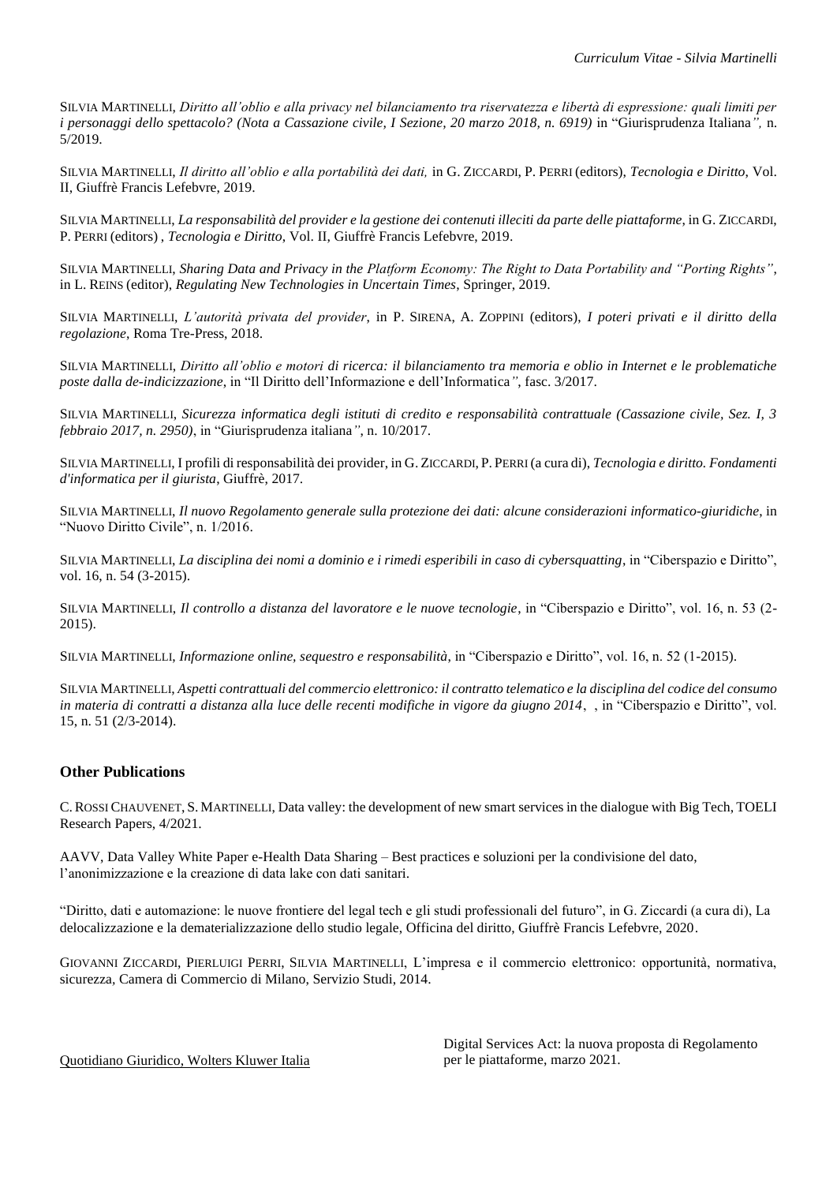SILVIA MARTINELLI, *Diritto all'oblio e alla privacy nel bilanciamento tra riservatezza e libertà di espressione: quali limiti per i personaggi dello spettacolo? (Nota a Cassazione civile, I Sezione, 20 marzo 2018, n. 6919)* in "Giurisprudenza Italiana", n. 5/2019.

SILVIA MARTINELLI, *Il diritto all'oblio e alla portabilità dei dati,* in G. ZICCARDI, P. PERRI (editors), *Tecnologia e Diritto*, Vol. II, Giuffrè Francis Lefebvre, 2019.

SILVIA MARTINELLI, *La responsabilità del provider e la gestione dei contenuti illeciti da parte delle piattaforme*, in G. ZICCARDI, P. PERRI (editors) , *Tecnologia e Diritto,* Vol. II, Giuffrè Francis Lefebvre, 2019.

SILVIA MARTINELLI, *Sharing Data and Privacy in the Platform Economy: The Right to Data Portability and "Porting Rights"*, in L. REINS (editor), *Regulating New Technologies in Uncertain Times*, Springer, 2019.

SILVIA MARTINELLI, *L'autorità privata del provider*, in P. SIRENA, A. ZOPPINI (editors), *I poteri privati e il diritto della regolazione*, Roma Tre-Press, 2018.

SILVIA MARTINELLI, *Diritto all'oblio e motori di ricerca: il bilanciamento tra memoria e oblio in Internet e le problematiche poste dalla de-indicizzazione*, in "Il Diritto dell'Informazione e dell'Informatica", fasc. 3/2017.

SILVIA MARTINELLI, *Sicurezza informatica degli istituti di credito e responsabilità contrattuale (Cassazione civile, Sez. I, 3 febbraio 2017, n. 2950)*, in "Giurisprudenza italiana", n. 10/2017.

SILVIA MARTINELLI, I profili di responsabilità dei provider, in G. ZICCARDI, P. PERRI (a cura di), *Tecnologia e diritto. Fondamenti d'informatica per il giurista*, Giuffrè, 2017.

SILVIA MARTINELLI, *Il nuovo Regolamento generale sulla protezione dei dati: alcune considerazioni informatico-giuridiche*, in "Nuovo Diritto Civile", n. 1/2016.

SILVIA MARTINELLI, *La disciplina dei nomi a dominio e i rimedi esperibili in caso di cybersquatting*, in "Ciberspazio e Diritto", vol. 16, n. 54 (3-2015).

SILVIA MARTINELLI, *Il controllo a distanza del lavoratore e le nuove tecnologie*, in "Ciberspazio e Diritto", vol. 16, n. 53 (2-2015).

SILVIA MARTINELLI, *Informazione online, sequestro e responsabilità*, in "Ciberspazio e Diritto", vol. 16, n. 52 (1-2015).

SILVIA MARTINELLI, *Aspetti contrattuali del commercio elettronico: il contratto telematico e la disciplina del codice del consumo in materia di contratti a distanza alla luce delle recenti modifiche in vigore da giugno 2014*, , in "Ciberspazio e Diritto", vol. 15, n. 51 (2/3-2014).

### Other Publications

C. ROSSI CHAUVENET, S. MARTINELLI, Data valley: the development of new smart services in the dialogue with Big Tech, TOELI Research Papers, 4/2021.

AAVV, Data Valley White Paper e-Health Data Sharing – Best practices e soluzioni per la condivisione del dato, l'anonimizzazione e la creazione di data lake con dati sanitari.

"Diritto, dati e automazione: le nuove frontiere del legal tech e gli studi professionali del futuro", in G. Ziccardi (a cura di), La delocalizzazione e la dematerializzazione dello studio legale, Officina del diritto, Giuffrè Francis Lefebvre, 2020.

GIOVANNI ZICCARDI, PIERLUIGI PERRI, SILVIA MARTINELLI, L'impresa e il commercio elettronico: opportunità, normativa, sicurezza, Camera di Commercio di Milano, Servizio Studi, 2014.

Quotidiano Giuridico, Wolters Kluwer Italia — Digital Services Act: la nuova proposta di Regolamento per le piattaforme, marzo 2021.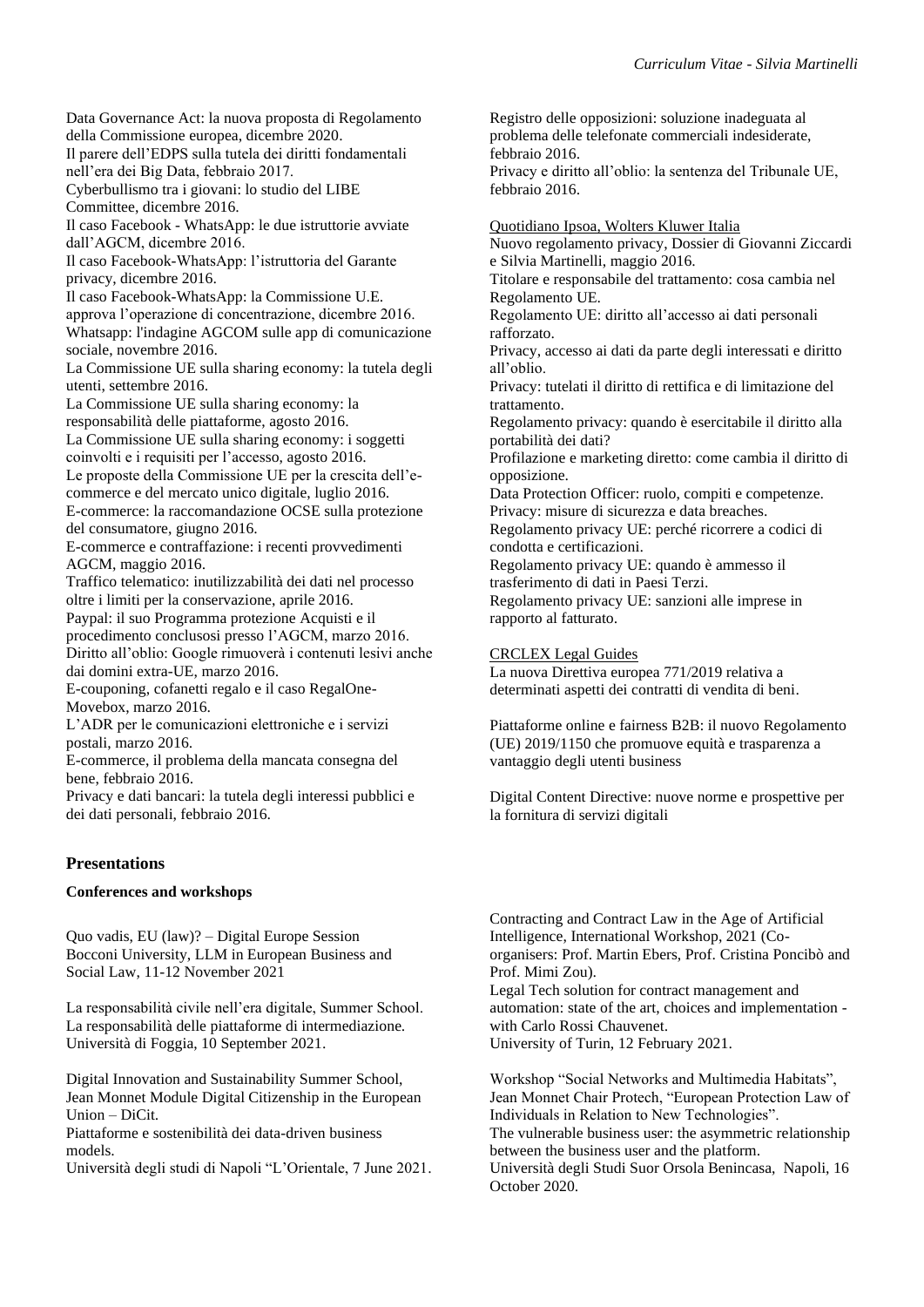Data Governance Act: la nuova proposta di Regolamento della Commissione europea, dicembre 2020.
Il parere dell'EDPS sulla tutela dei diritti fondamentali nell'era dei Big Data, febbraio 2017.
Cyberbullismo tra i giovani: lo studio del LIBE Committee, dicembre 2016.
Il caso Facebook - WhatsApp: le due istruttorie avviate dall'AGCM, dicembre 2016.
Il caso Facebook-WhatsApp: l'istruttoria del Garante privacy, dicembre 2016.
Il caso Facebook-WhatsApp: la Commissione U.E. approva l'operazione di concentrazione, dicembre 2016.
Whatsapp: l'indagine AGCOM sulle app di comunicazione sociale, novembre 2016.
La Commissione UE sulla sharing economy: la tutela degli utenti, settembre 2016.
La Commissione UE sulla sharing economy: la responsabilità delle piattaforme, agosto 2016.
La Commissione UE sulla sharing economy: i soggetti coinvolti e i requisiti per l'accesso, agosto 2016.
Le proposte della Commissione UE per la crescita dell'e-commerce e del mercato unico digitale, luglio 2016.
E-commerce: la raccomandazione OCSE sulla protezione del consumatore, giugno 2016.
E-commerce e contraffazione: i recenti provvedimenti AGCM, maggio 2016.
Traffico telematico: inutilizzabilità dei dati nel processo oltre i limiti per la conservazione, aprile 2016.
Paypal: il suo Programma protezione Acquisti e il procedimento conclusosi presso l'AGCM, marzo 2016.
Diritto all'oblio: Google rimuoverà i contenuti lesivi anche dai domini extra-UE, marzo 2016.
E-couponing, cofanetti regalo e il caso RegalOne-Movebox, marzo 2016.
L'ADR per le comunicazioni elettroniche e i servizi postali, marzo 2016.
E-commerce, il problema della mancata consegna del bene, febbraio 2016.
Privacy e dati bancari: la tutela degli interessi pubblici e dei dati personali, febbraio 2016.
Registro delle opposizioni: soluzione inadeguata al problema delle telefonate commerciali indesiderate, febbraio 2016.
Privacy e diritto all'oblio: la sentenza del Tribunale UE, febbraio 2016.

Quotidiano Ipsoa, Wolters Kluwer Italia
Nuovo regolamento privacy, Dossier di Giovanni Ziccardi e Silvia Martinelli, maggio 2016.
Titolare e responsabile del trattamento: cosa cambia nel Regolamento UE.
Regolamento UE: diritto all'accesso ai dati personali rafforzato.
Privacy, accesso ai dati da parte degli interessati e diritto all'oblio.
Privacy: tutelati il diritto di rettifica e di limitazione del trattamento.
Regolamento privacy: quando è esercitabile il diritto alla portabilità dei dati?
Profilazione e marketing diretto: come cambia il diritto di opposizione.
Data Protection Officer: ruolo, compiti e competenze.
Privacy: misure di sicurezza e data breaches.
Regolamento privacy UE: perché ricorrere a codici di condotta e certificazioni.
Regolamento privacy UE: quando è ammesso il trasferimento di dati in Paesi Terzi.
Regolamento privacy UE: sanzioni alle imprese in rapporto al fatturato.

CRCLEX Legal Guides
La nuova Direttiva europea 771/2019 relativa a determinati aspetti dei contratti di vendita di beni.

Piattaforme online e fairness B2B: il nuovo Regolamento (UE) 2019/1150 che promuove equità e trasparenza a vantaggio degli utenti business

Digital Content Directive: nuove norme e prospettive per la fornitura di servizi digitali

## Presentations

### Conferences and workshops

Quo vadis, EU (law)? – Digital Europe Session
Bocconi University, LLM in European Business and Social Law, 11-12 November 2021

La responsabilità civile nell'era digitale, Summer School.
La responsabilità delle piattaforme di intermediazione.
Università di Foggia, 10 September 2021.

Digital Innovation and Sustainability Summer School, Jean Monnet Module Digital Citizenship in the European Union – DiCit.
Piattaforme e sostenibilità dei data-driven business models.
Università degli studi di Napoli "L'Orientale, 7 June 2021.

Contracting and Contract Law in the Age of Artificial Intelligence, International Workshop, 2021 (Co-organisers: Prof. Martin Ebers, Prof. Cristina Poncibò and Prof. Mimi Zou).
Legal Tech solution for contract management and automation: state of the art, choices and implementation - with Carlo Rossi Chauvenet.
University of Turin, 12 February 2021.

Workshop "Social Networks and Multimedia Habitats", Jean Monnet Chair Protech, "European Protection Law of Individuals in Relation to New Technologies".
The vulnerable business user: the asymmetric relationship between the business user and the platform.
Università degli Studi Suor Orsola Benincasa, Napoli, 16 October 2020.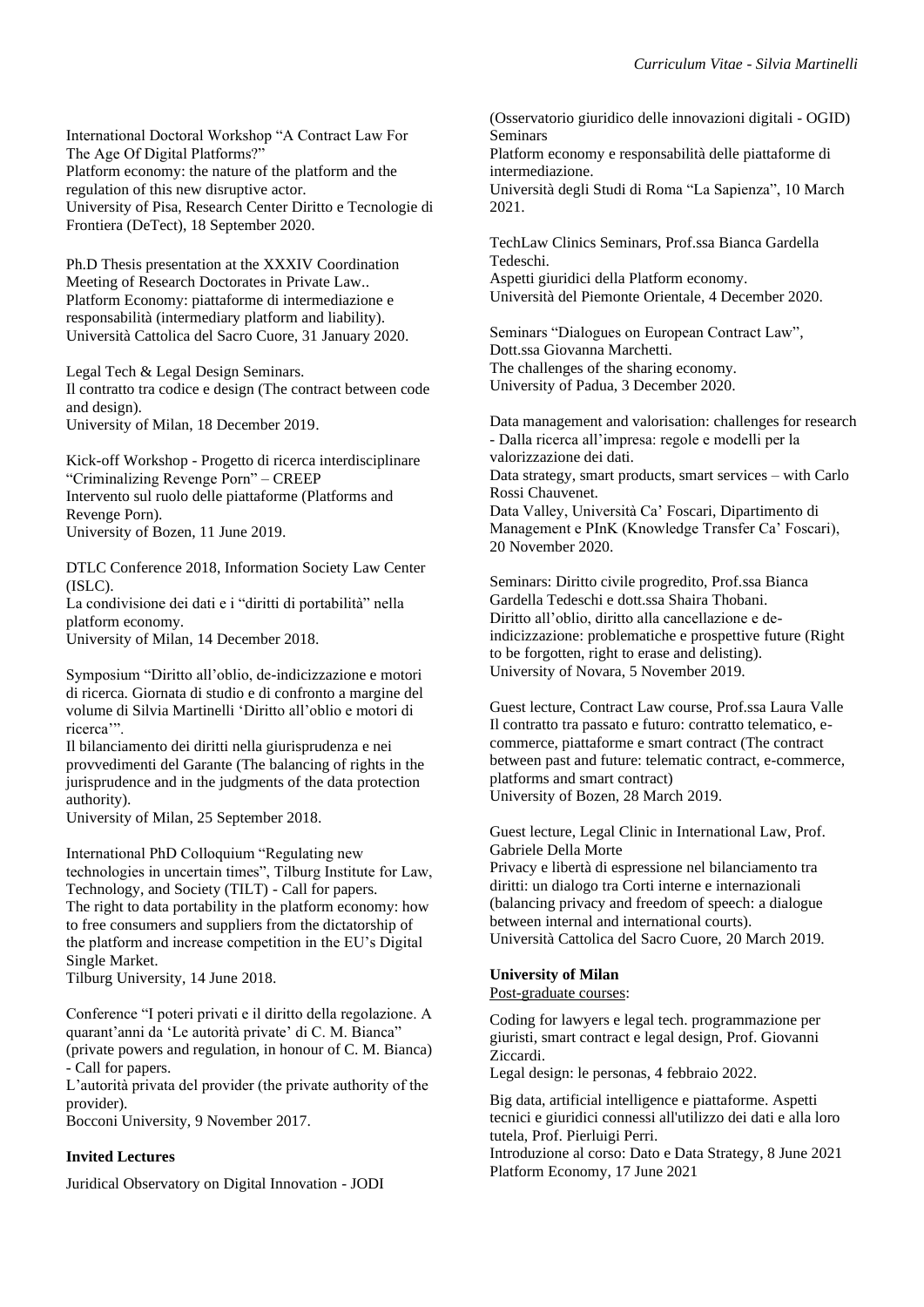International Doctoral Workshop “A Contract Law For The Age Of Digital Platforms?”
Platform economy: the nature of the platform and the regulation of this new disruptive actor.
University of Pisa, Research Center Diritto e Tecnologie di Frontiera (DeTect), 18 September 2020.

Ph.D Thesis presentation at the XXXIV Coordination Meeting of Research Doctorates in Private Law..
Platform Economy: piattaforme di intermediazione e responsabilità (intermediary platform and liability).
Università Cattolica del Sacro Cuore, 31 January 2020.

Legal Tech & Legal Design Seminars.
Il contratto tra codice e design (The contract between code and design).
University of Milan, 18 December 2019.

Kick-off Workshop - Progetto di ricerca interdisciplinare “Criminalizing Revenge Porn” – CREEP
Intervento sul ruolo delle piattaforme (Platforms and Revenge Porn).
University of Bozen, 11 June 2019.

DTLC Conference 2018, Information Society Law Center (ISLC).
La condivisione dei dati e i “diritti di portabilità” nella platform economy.
University of Milan, 14 December 2018.

Symposium “Diritto all’oblio, de-indicizzazione e motori di ricerca. Giornata di studio e di confronto a margine del volume di Silvia Martinelli ‘Diritto all’oblio e motori di ricerca’”.
Il bilanciamento dei diritti nella giurisprudenza e nei provvedimenti del Garante (The balancing of rights in the jurisprudence and in the judgments of the data protection authority).
University of Milan, 25 September 2018.

International PhD Colloquium “Regulating new technologies in uncertain times”, Tilburg Institute for Law, Technology, and Society (TILT) - Call for papers.
The right to data portability in the platform economy: how to free consumers and suppliers from the dictatorship of the platform and increase competition in the EU’s Digital Single Market.
Tilburg University, 14 June 2018.

Conference “I poteri privati e il diritto della regolazione. A quarant’anni da ‘Le autorità private’ di C. M. Bianca” (private powers and regulation, in honour of C. M. Bianca) - Call for papers.
L’autorità privata del provider (the private authority of the provider).
Bocconi University, 9 November 2017.

**Invited Lectures**

Juridical Observatory on Digital Innovation - JODI (Osservatorio giuridico delle innovazioni digitali - OGID) Seminars
Platform economy e responsabilità delle piattaforme di intermediazione.
Università degli Studi di Roma “La Sapienza”, 10 March 2021.

TechLaw Clinics Seminars, Prof.ssa Bianca Gardella Tedeschi.
Aspetti giuridici della Platform economy.
Università del Piemonte Orientale, 4 December 2020.

Seminars “Dialogues on European Contract Law”, Dott.ssa Giovanna Marchetti.
The challenges of the sharing economy.
University of Padua, 3 December 2020.

Data management and valorisation: challenges for research - Dalla ricerca all’impresa: regole e modelli per la valorizzazione dei dati.
Data strategy, smart products, smart services – with Carlo Rossi Chauvenet.
Data Valley, Università Ca’ Foscari, Dipartimento di Management e PInK (Knowledge Transfer Ca’ Foscari), 20 November 2020.

Seminars: Diritto civile progredito, Prof.ssa Bianca Gardella Tedeschi e dott.ssa Shaira Thobani.
Diritto all’oblio, diritto alla cancellazione e de-indicizzazione: problematiche e prospettive future (Right to be forgotten, right to erase and delisting).
University of Novara, 5 November 2019.

Guest lecture, Contract Law course, Prof.ssa Laura Valle
Il contratto tra passato e futuro: contratto telematico, e-commerce, piattaforme e smart contract (The contract between past and future: telematic contract, e-commerce, platforms and smart contract)
University of Bozen, 28 March 2019.

Guest lecture, Legal Clinic in International Law, Prof. Gabriele Della Morte
Privacy e libertà di espressione nel bilanciamento tra diritti: un dialogo tra Corti interne e internazionali (balancing privacy and freedom of speech: a dialogue between internal and international courts).
Università Cattolica del Sacro Cuore, 20 March 2019.

**University of Milan**
Post-graduate courses:

Coding for lawyers e legal tech. programmazione per giuristi, smart contract e legal design, Prof. Giovanni Ziccardi.
Legal design: le personas, 4 febbraio 2022.

Big data, artificial intelligence e piattaforme. Aspetti tecnici e giuridici connessi all'utilizzo dei dati e alla loro tutela, Prof. Pierluigi Perri.
Introduzione al corso: Dato e Data Strategy, 8 June 2021
Platform Economy, 17 June 2021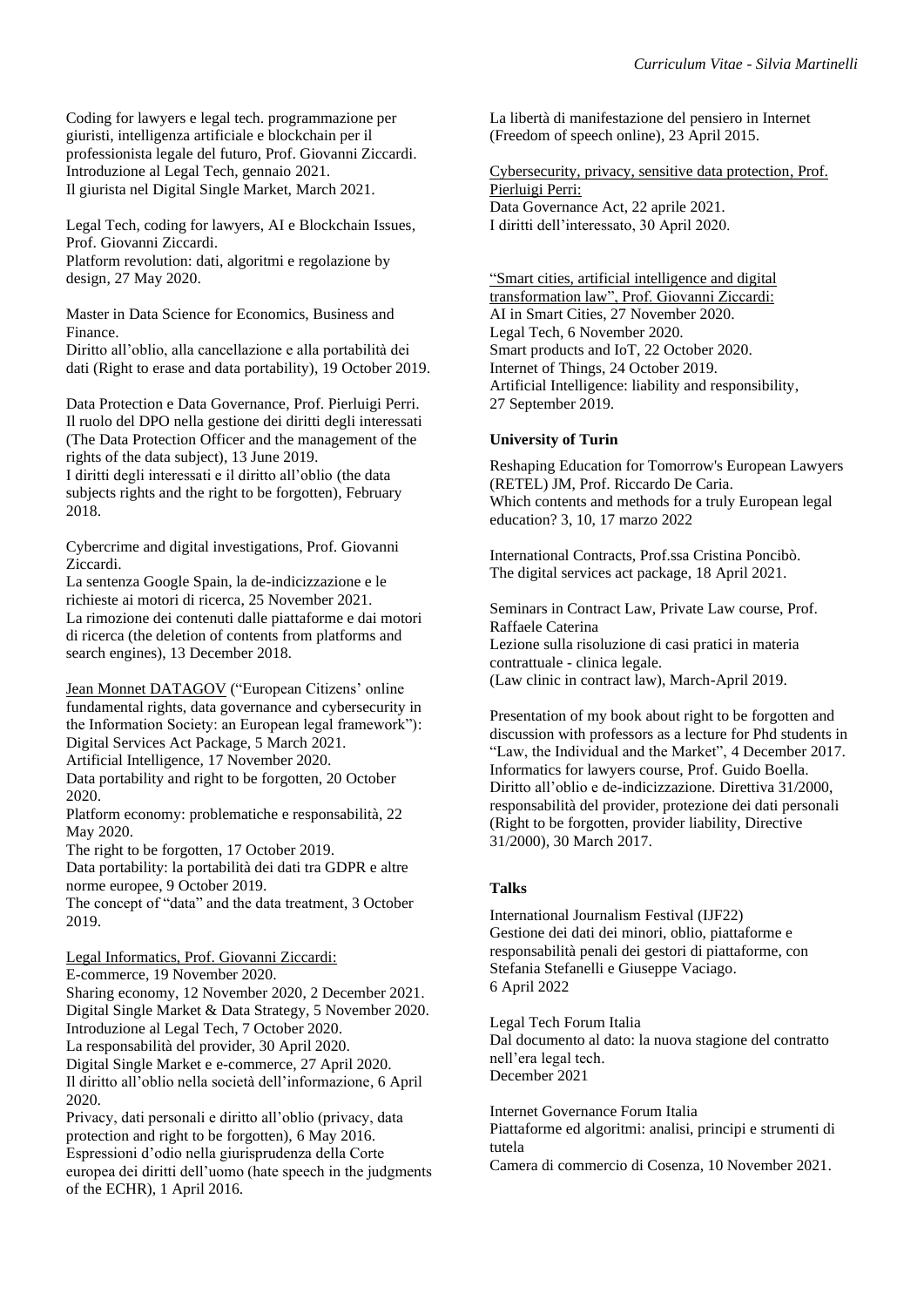Coding for lawyers e legal tech. programmazione per giuristi, intelligenza artificiale e blockchain per il professionista legale del futuro, Prof. Giovanni Ziccardi.
Introduzione al Legal Tech, gennaio 2021.
Il giurista nel Digital Single Market, March 2021.

Legal Tech, coding for lawyers, AI e Blockchain Issues, Prof. Giovanni Ziccardi.
Platform revolution: dati, algoritmi e regolazione by design, 27 May 2020.

Master in Data Science for Economics, Business and Finance.
Diritto all'oblio, alla cancellazione e alla portabilità dei dati (Right to erase and data portability), 19 October 2019.

Data Protection e Data Governance, Prof. Pierluigi Perri.
Il ruolo del DPO nella gestione dei diritti degli interessati (The Data Protection Officer and the management of the rights of the data subject), 13 June 2019.
I diritti degli interessati e il diritto all'oblio (the data subjects rights and the right to be forgotten), February 2018.

Cybercrime and digital investigations, Prof. Giovanni Ziccardi.
La sentenza Google Spain, la de-indicizzazione e le richieste ai motori di ricerca, 25 November 2021.
La rimozione dei contenuti dalle piattaforme e dai motori di ricerca (the deletion of contents from platforms and search engines), 13 December 2018.

Jean Monnet DATAGOV ("European Citizens' online fundamental rights, data governance and cybersecurity in the Information Society: an European legal framework"):
Digital Services Act Package, 5 March 2021.
Artificial Intelligence, 17 November 2020.
Data portability and right to be forgotten, 20 October 2020.
Platform economy: problematiche e responsabilità, 22 May 2020.
The right to be forgotten, 17 October 2019.
Data portability: la portabilità dei dati tra GDPR e altre norme europee, 9 October 2019.
The concept of "data" and the data treatment, 3 October 2019.

Legal Informatics, Prof. Giovanni Ziccardi:
E-commerce, 19 November 2020.
Sharing economy, 12 November 2020, 2 December 2021.
Digital Single Market & Data Strategy, 5 November 2020.
Introduzione al Legal Tech, 7 October 2020.
La responsabilità del provider, 30 April 2020.
Digital Single Market e e-commerce, 27 April 2020.
Il diritto all'oblio nella società dell'informazione, 6 April 2020.
Privacy, dati personali e diritto all'oblio (privacy, data protection and right to be forgotten), 6 May 2016.
Espressioni d'odio nella giurisprudenza della Corte europea dei diritti dell'uomo (hate speech in the judgments of the ECHR), 1 April 2016.
La libertà di manifestazione del pensiero in Internet (Freedom of speech online), 23 April 2015.

Cybersecurity, privacy, sensitive data protection, Prof. Pierluigi Perri:
Data Governance Act, 22 aprile 2021.
I diritti dell'interessato, 30 April 2020.

"Smart cities, artificial intelligence and digital transformation law", Prof. Giovanni Ziccardi:
AI in Smart Cities, 27 November 2020.
Legal Tech, 6 November 2020.
Smart products and IoT, 22 October 2020.
Internet of Things, 24 October 2019.
Artificial Intelligence: liability and responsibility, 27 September 2019.

**University of Turin**

Reshaping Education for Tomorrow's European Lawyers (RETEL) JM, Prof. Riccardo De Caria.
Which contents and methods for a truly European legal education? 3, 10, 17 marzo 2022

International Contracts, Prof.ssa Cristina Poncibò.
The digital services act package, 18 April 2021.

Seminars in Contract Law, Private Law course, Prof. Raffaele Caterina
Lezione sulla risoluzione di casi pratici in materia contrattuale - clinica legale.
(Law clinic in contract law), March-April 2019.

Presentation of my book about right to be forgotten and discussion with professors as a lecture for Phd students in "Law, the Individual and the Market", 4 December 2017.
Informatics for lawyers course, Prof. Guido Boella.
Diritto all'oblio e de-indicizzazione. Direttiva 31/2000, responsabilità del provider, protezione dei dati personali (Right to be forgotten, provider liability, Directive 31/2000), 30 March 2017.

**Talks**

International Journalism Festival (IJF22)
Gestione dei dati dei minori, oblio, piattaforme e responsabilità penali dei gestori di piattaforme, con Stefania Stefanelli e Giuseppe Vaciago.
6 April 2022

Legal Tech Forum Italia
Dal documento al dato: la nuova stagione del contratto nell'era legal tech.
December 2021

Internet Governance Forum Italia
Piattaforme ed algoritmi: analisi, principi e strumenti di tutela
Camera di commercio di Cosenza, 10 November 2021.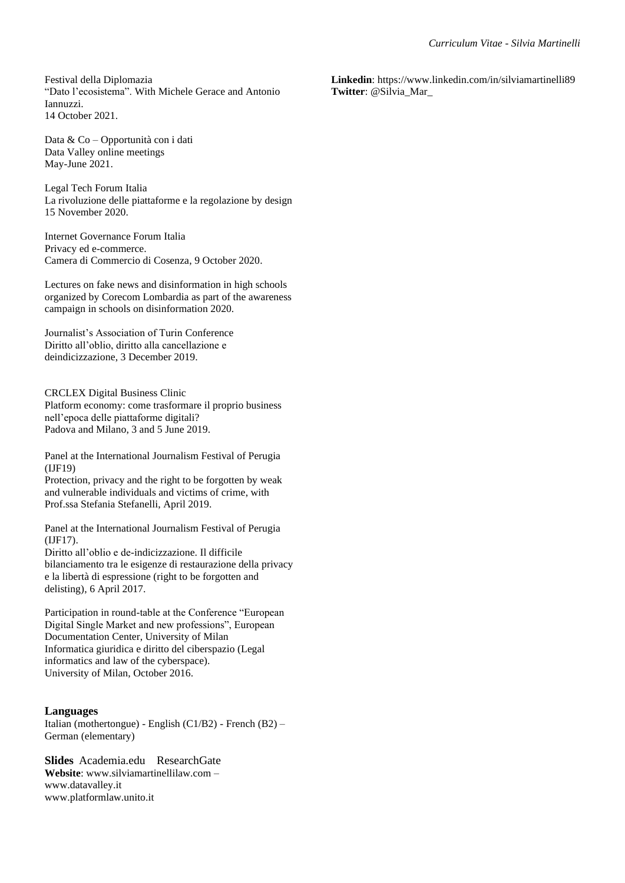Festival della Diplomazia
"Dato l'ecosistema". With Michele Gerace and Antonio Iannuzzi.
14 October 2021.

Data & Co – Opportunità con i dati
Data Valley online meetings
May-June 2021.

Legal Tech Forum Italia
La rivoluzione delle piattaforme e la regolazione by design
15 November 2020.

Internet Governance Forum Italia
Privacy ed e-commerce.
Camera di Commercio di Cosenza, 9 October 2020.

Lectures on fake news and disinformation in high schools organized by Corecom Lombardia as part of the awareness campaign in schools on disinformation 2020.

Journalist's Association of Turin Conference
Diritto all'oblio, diritto alla cancellazione e deindicizzazione, 3 December 2019.

CRCLEX Digital Business Clinic
Platform economy: come trasformare il proprio business nell'epoca delle piattaforme digitali?
Padova and Milano, 3 and 5 June 2019.

Panel at the International Journalism Festival of Perugia (IJF19)
Protection, privacy and the right to be forgotten by weak and vulnerable individuals and victims of crime, with Prof.ssa Stefania Stefanelli, April 2019.

Panel at the International Journalism Festival of Perugia (IJF17).
Diritto all'oblio e de-indicizzazione. Il difficile bilanciamento tra le esigenze di restaurazione della privacy e la libertà di espressione (right to be forgotten and delisting), 6 April 2017.

Participation in round-table at the Conference "European Digital Single Market and new professions", European Documentation Center, University of Milan
Informatica giuridica e diritto del ciberspazio (Legal informatics and law of the cyberspace).
University of Milan, October 2016.

### Languages

Italian (mothertongue) - English (C1/B2) - French (B2) – German (elementary)

**Slides** Academia.edu ResearchGate
**Website**: www.silviamartinellilaw.com – www.datavalley.it
www.platformlaw.unito.it

**Linkedin**: https://www.linkedin.com/in/silviamartinelli89
**Twitter**: @Silvia_Mar_